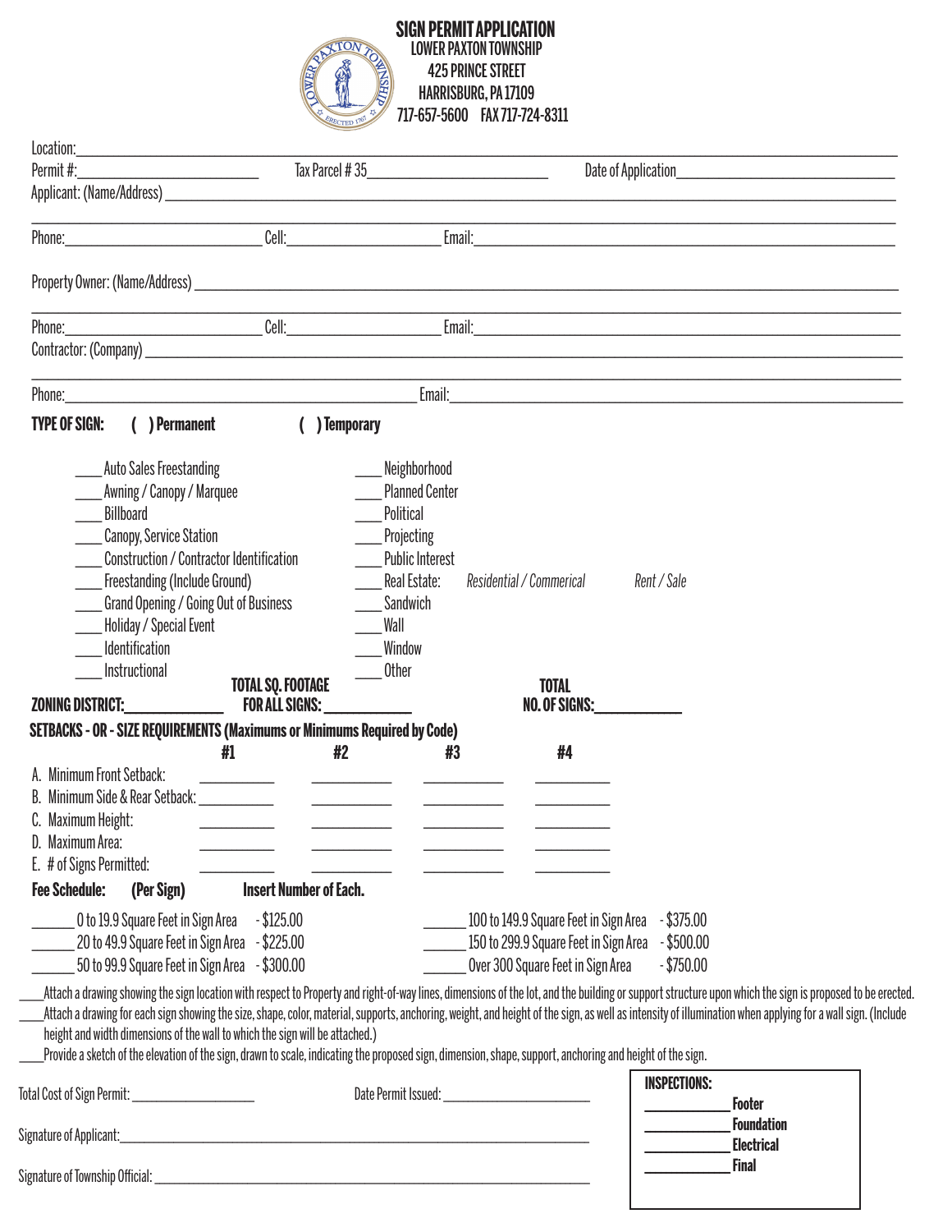# SIGN PERMIT APPLICATION

**LOWER PAXTON TOWNSHIP**
**425 PRINCE STREET**
**HARRISBURG, PA 17109**
**717-657-5600 FAX 717-724-8311**

Location:______________________________________________________________

Permit #:____________________ Tax Parcel # 35____________________ Date of Application________________________

Applicant: (Name/Address) ______________________________________________________________

______________________________________________________________

Phone:______________________ Cell:________________ Email:______________________________

Property Owner: (Name/Address) ______________________________________________________________

______________________________________________________________

Phone:______________________ Cell:________________ Email:______________________________

Contractor: (Company) ______________________________________________________________

______________________________________________________________

Phone:______________________________________ Email:______________________________

**TYPE OF SIGN: ( ) Permanent ( ) Temporary**

____Auto Sales Freestanding
____Awning / Canopy / Marquee
____Billboard
____Canopy, Service Station
____Construction / Contractor Identification
____Freestanding (Include Ground)
____Grand Opening / Going Out of Business
____Holiday / Special Event
____Identification
____Instructional
____Neighborhood
____Planned Center
____Political
____Projecting
____Public Interest
____Real Estate: *Residential / Commerical* *Rent / Sale*
____Sandwich
____Wall
____Window
____Other

**ZONING DISTRICT:**____________ **TOTAL SQ. FOOTAGE FOR ALL SIGNS:**__________ **TOTAL NO. OF SIGNS:**__________

**SETBACKS - OR - SIZE REQUIREMENTS (Maximums or Minimums Required by Code)**

| | #1 | #2 | #3 | #4 |
|---|---|---|---|---|
| A. Minimum Front Setback: | ________ | ________ | ________ | ________ |
| B. Minimum Side & Rear Setback: | ________ | ________ | ________ | ________ |
| C. Maximum Height: | ________ | ________ | ________ | ________ |
| D. Maximum Area: | ________ | ________ | ________ | ________ |
| E. # of Signs Permitted: | ________ | ________ | ________ | ________ |

**Fee Schedule: (Per Sign) Insert Number of Each.**

______ 0 to 19.9 Square Feet in Sign Area - $125.00
______ 20 to 49.9 Square Feet in Sign Area - $225.00
______ 50 to 99.9 Square Feet in Sign Area - $300.00
______ 100 to 149.9 Square Feet in Sign Area - $375.00
______ 150 to 299.9 Square Feet in Sign Area - $500.00
______ Over 300 Square Feet in Sign Area - $750.00

____Attach a drawing showing the sign location with respect to Property and right-of-way lines, dimensions of the lot, and the building or support structure upon which the sign is proposed to be erected.

____Attach a drawing for each sign showing the size, shape, color, material, supports, anchoring, weight, and height of the sign, as well as intensity of illumination when applying for a wall sign. (Include height and width dimensions of the wall to which the sign will be attached.)

____Provide a sketch of the elevation of the sign, drawn to scale, indicating the proposed sign, dimension, shape, support, anchoring and height of the sign.

Total Cost of Sign Permit: ________________ Date Permit Issued: ____________________

Signature of Applicant:______________________________________________

Signature of Township Official: ______________________________________________

**INSPECTIONS:**
__________ **Footer**
__________ **Foundation**
__________ **Electrical**
__________ **Final**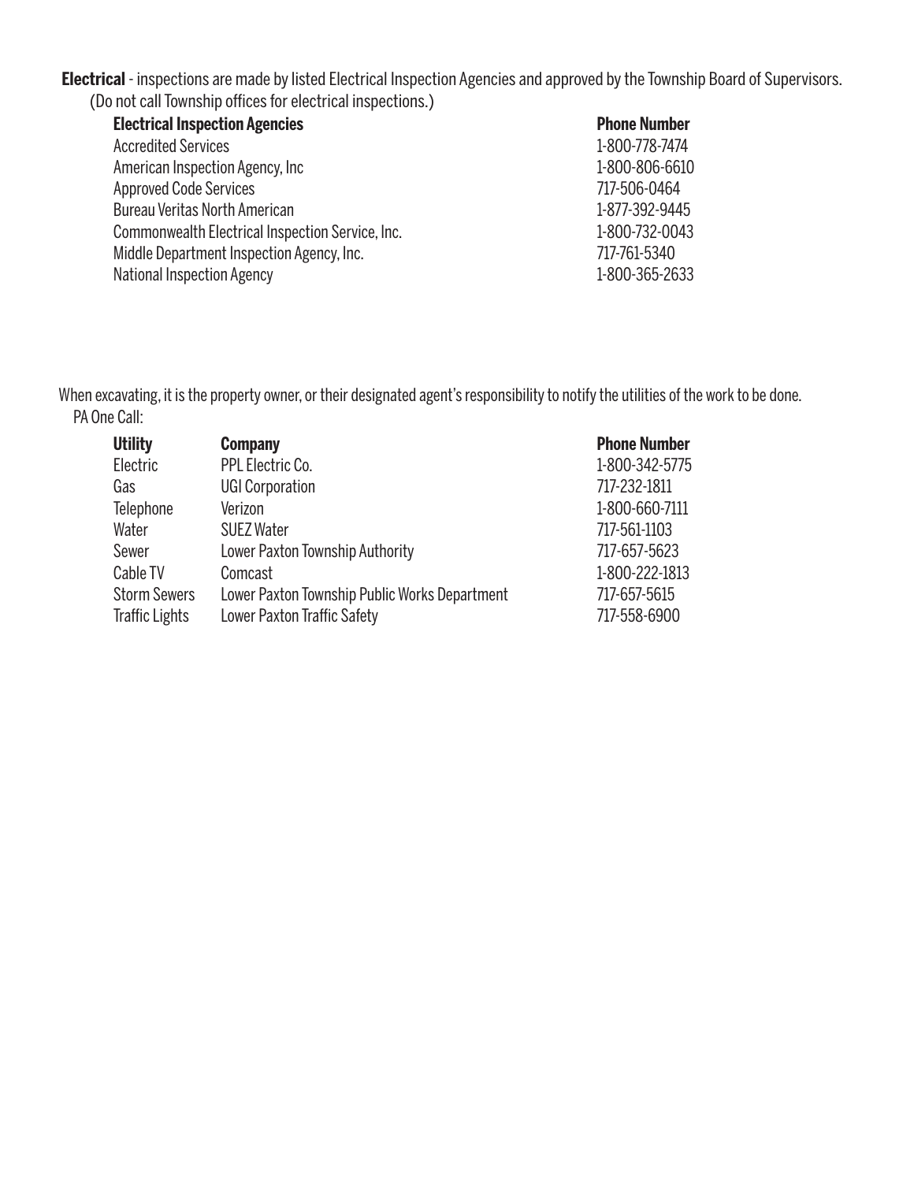**Electrical** - inspections are made by listed Electrical Inspection Agencies and approved by the Township Board of Supervisors. (Do not call Township offices for electrical inspections.)

| Electrical Inspection Agencies | Phone Number |
|---|---|
| Accredited Services | 1-800-778-7474 |
| American Inspection Agency, Inc | 1-800-806-6610 |
| Approved Code Services | 717-506-0464 |
| Bureau Veritas North American | 1-877-392-9445 |
| Commonwealth Electrical Inspection Service, Inc. | 1-800-732-0043 |
| Middle Department Inspection Agency, Inc. | 717-761-5340 |
| National Inspection Agency | 1-800-365-2633 |

When excavating, it is the property owner, or their designated agent's responsibility to notify the utilities of the work to be done.
PA One Call:

| Utility | Company | Phone Number |
|---|---|---|
| Electric | PPL Electric Co. | 1-800-342-5775 |
| Gas | UGI Corporation | 717-232-1811 |
| Telephone | Verizon | 1-800-660-7111 |
| Water | SUEZ Water | 717-561-1103 |
| Sewer | Lower Paxton Township Authority | 717-657-5623 |
| Cable TV | Comcast | 1-800-222-1813 |
| Storm Sewers | Lower Paxton Township Public Works Department | 717-657-5615 |
| Traffic Lights | Lower Paxton Traffic Safety | 717-558-6900 |